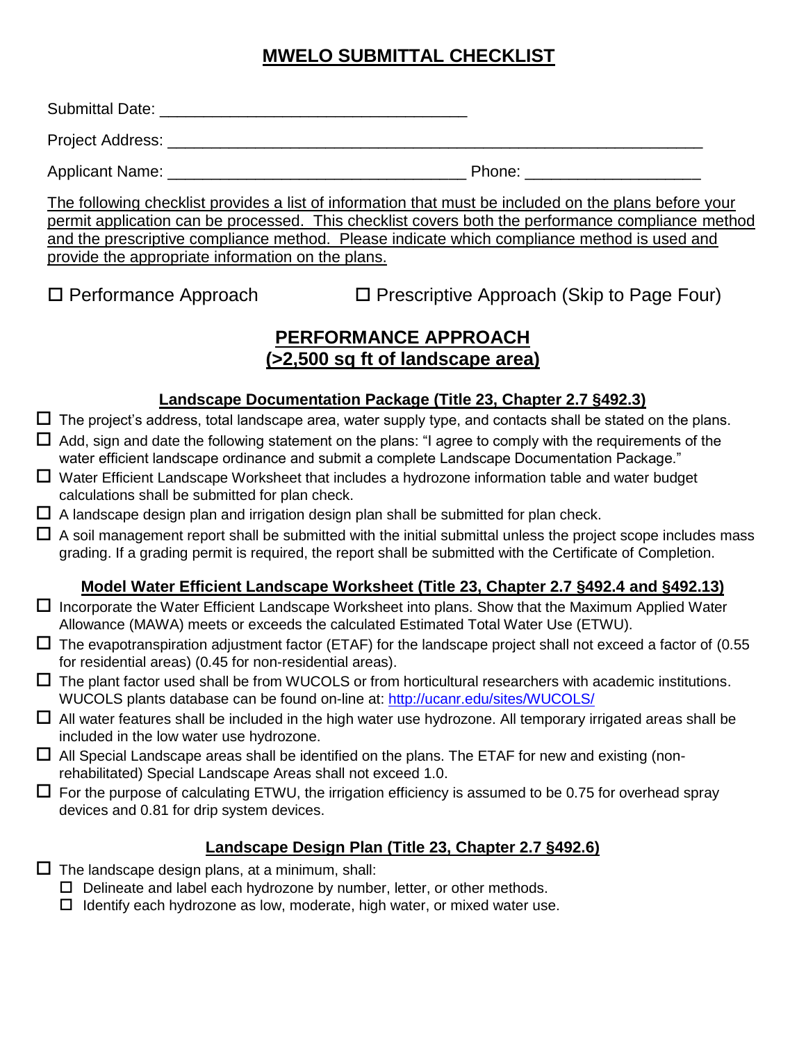# MWELO SUBMITTAL CHECKLIST

Submittal Date: ___________________________________

Project Address: ______________________________________________________________

Applicant Name: ___________________________________ Phone: ____________________

The following checklist provides a list of information that must be included on the plans before your permit application can be processed. This checklist covers both the performance compliance method and the prescriptive compliance method. Please indicate which compliance method is used and provide the appropriate information on the plans.

☐ Performance Approach ☐ Prescriptive Approach (Skip to Page Four)

## PERFORMANCE APPROACH
## (>2,500 sq ft of landscape area)

### Landscape Documentation Package (Title 23, Chapter 2.7 §492.3)

- ☐ The project's address, total landscape area, water supply type, and contacts shall be stated on the plans.
- ☐ Add, sign and date the following statement on the plans: "I agree to comply with the requirements of the water efficient landscape ordinance and submit a complete Landscape Documentation Package."
- ☐ Water Efficient Landscape Worksheet that includes a hydrozone information table and water budget calculations shall be submitted for plan check.
- ☐ A landscape design plan and irrigation design plan shall be submitted for plan check.
- ☐ A soil management report shall be submitted with the initial submittal unless the project scope includes mass grading. If a grading permit is required, the report shall be submitted with the Certificate of Completion.

### Model Water Efficient Landscape Worksheet (Title 23, Chapter 2.7 §492.4 and §492.13)

- ☐ Incorporate the Water Efficient Landscape Worksheet into plans. Show that the Maximum Applied Water Allowance (MAWA) meets or exceeds the calculated Estimated Total Water Use (ETWU).
- ☐ The evapotranspiration adjustment factor (ETAF) for the landscape project shall not exceed a factor of (0.55 for residential areas) (0.45 for non-residential areas).
- ☐ The plant factor used shall be from WUCOLS or from horticultural researchers with academic institutions. WUCOLS plants database can be found on-line at: http://ucanr.edu/sites/WUCOLS/
- ☐ All water features shall be included in the high water use hydrozone. All temporary irrigated areas shall be included in the low water use hydrozone.
- ☐ All Special Landscape areas shall be identified on the plans. The ETAF for new and existing (non-rehabilitated) Special Landscape Areas shall not exceed 1.0.
- ☐ For the purpose of calculating ETWU, the irrigation efficiency is assumed to be 0.75 for overhead spray devices and 0.81 for drip system devices.

### Landscape Design Plan (Title 23, Chapter 2.7 §492.6)

- ☐ The landscape design plans, at a minimum, shall:
  - ☐ Delineate and label each hydrozone by number, letter, or other methods.
  - ☐ Identify each hydrozone as low, moderate, high water, or mixed water use.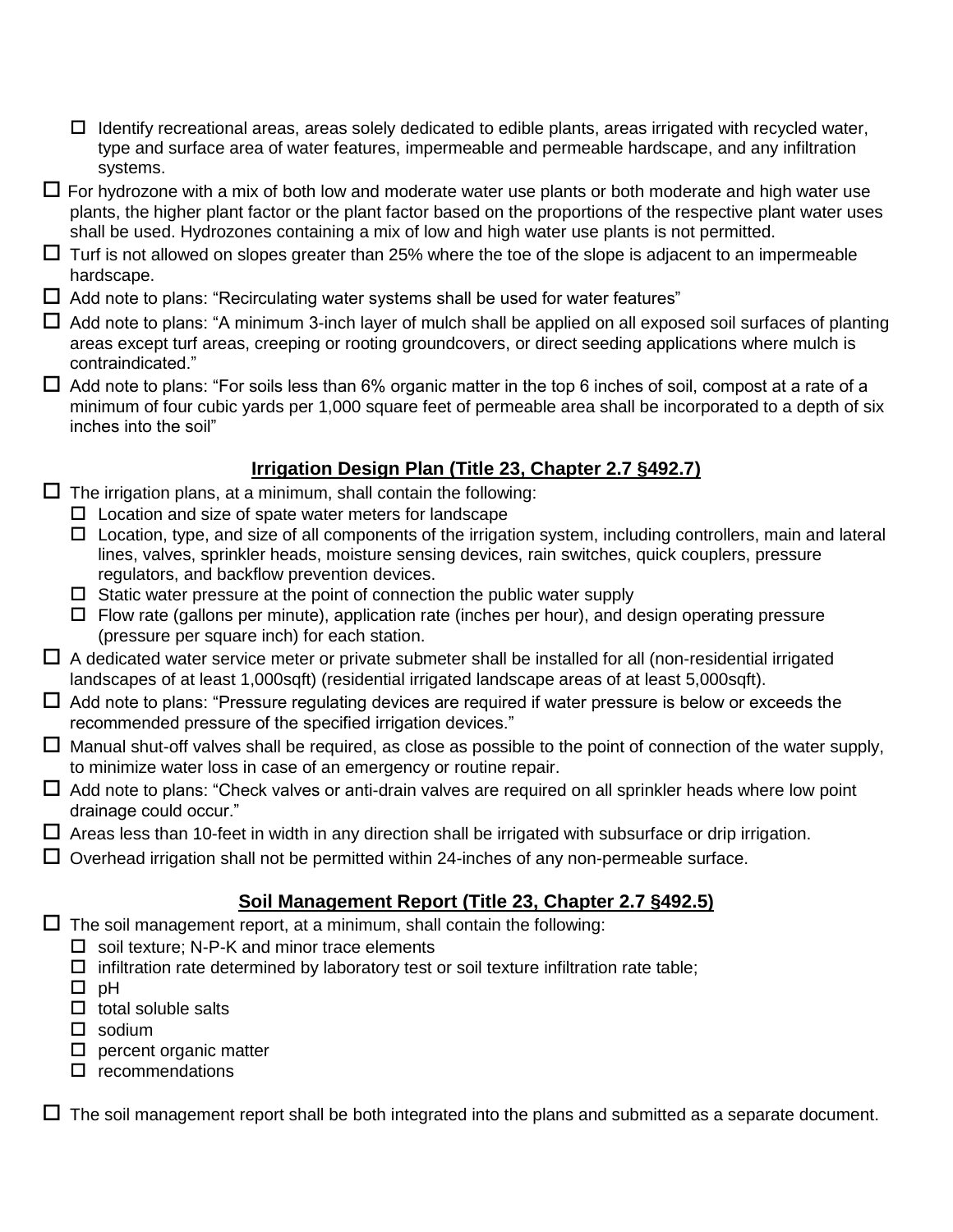- ☐ Identify recreational areas, areas solely dedicated to edible plants, areas irrigated with recycled water, type and surface area of water features, impermeable and permeable hardscape, and any infiltration systems.

☐ For hydrozone with a mix of both low and moderate water use plants or both moderate and high water use plants, the higher plant factor or the plant factor based on the proportions of the respective plant water uses shall be used. Hydrozones containing a mix of low and high water use plants is not permitted.

☐ Turf is not allowed on slopes greater than 25% where the toe of the slope is adjacent to an impermeable hardscape.

☐ Add note to plans: "Recirculating water systems shall be used for water features"

☐ Add note to plans: "A minimum 3-inch layer of mulch shall be applied on all exposed soil surfaces of planting areas except turf areas, creeping or rooting groundcovers, or direct seeding applications where mulch is contraindicated."

☐ Add note to plans: "For soils less than 6% organic matter in the top 6 inches of soil, compost at a rate of a minimum of four cubic yards per 1,000 square feet of permeable area shall be incorporated to a depth of six inches into the soil"

## Irrigation Design Plan (Title 23, Chapter 2.7 §492.7)

☐ The irrigation plans, at a minimum, shall contain the following:

- ☐ Location and size of spate water meters for landscape
- ☐ Location, type, and size of all components of the irrigation system, including controllers, main and lateral lines, valves, sprinkler heads, moisture sensing devices, rain switches, quick couplers, pressure regulators, and backflow prevention devices.
- ☐ Static water pressure at the point of connection the public water supply
- ☐ Flow rate (gallons per minute), application rate (inches per hour), and design operating pressure (pressure per square inch) for each station.

☐ A dedicated water service meter or private submeter shall be installed for all (non-residential irrigated landscapes of at least 1,000sqft) (residential irrigated landscape areas of at least 5,000sqft).

☐ Add note to plans: "Pressure regulating devices are required if water pressure is below or exceeds the recommended pressure of the specified irrigation devices."

☐ Manual shut-off valves shall be required, as close as possible to the point of connection of the water supply, to minimize water loss in case of an emergency or routine repair.

☐ Add note to plans: "Check valves or anti-drain valves are required on all sprinkler heads where low point drainage could occur."

☐ Areas less than 10-feet in width in any direction shall be irrigated with subsurface or drip irrigation.

☐ Overhead irrigation shall not be permitted within 24-inches of any non-permeable surface.

## Soil Management Report (Title 23, Chapter 2.7 §492.5)

☐ The soil management report, at a minimum, shall contain the following:

- ☐ soil texture; N-P-K and minor trace elements
- ☐ infiltration rate determined by laboratory test or soil texture infiltration rate table;
- ☐ pH
- ☐ total soluble salts
- ☐ sodium
- ☐ percent organic matter
- ☐ recommendations

☐ The soil management report shall be both integrated into the plans and submitted as a separate document.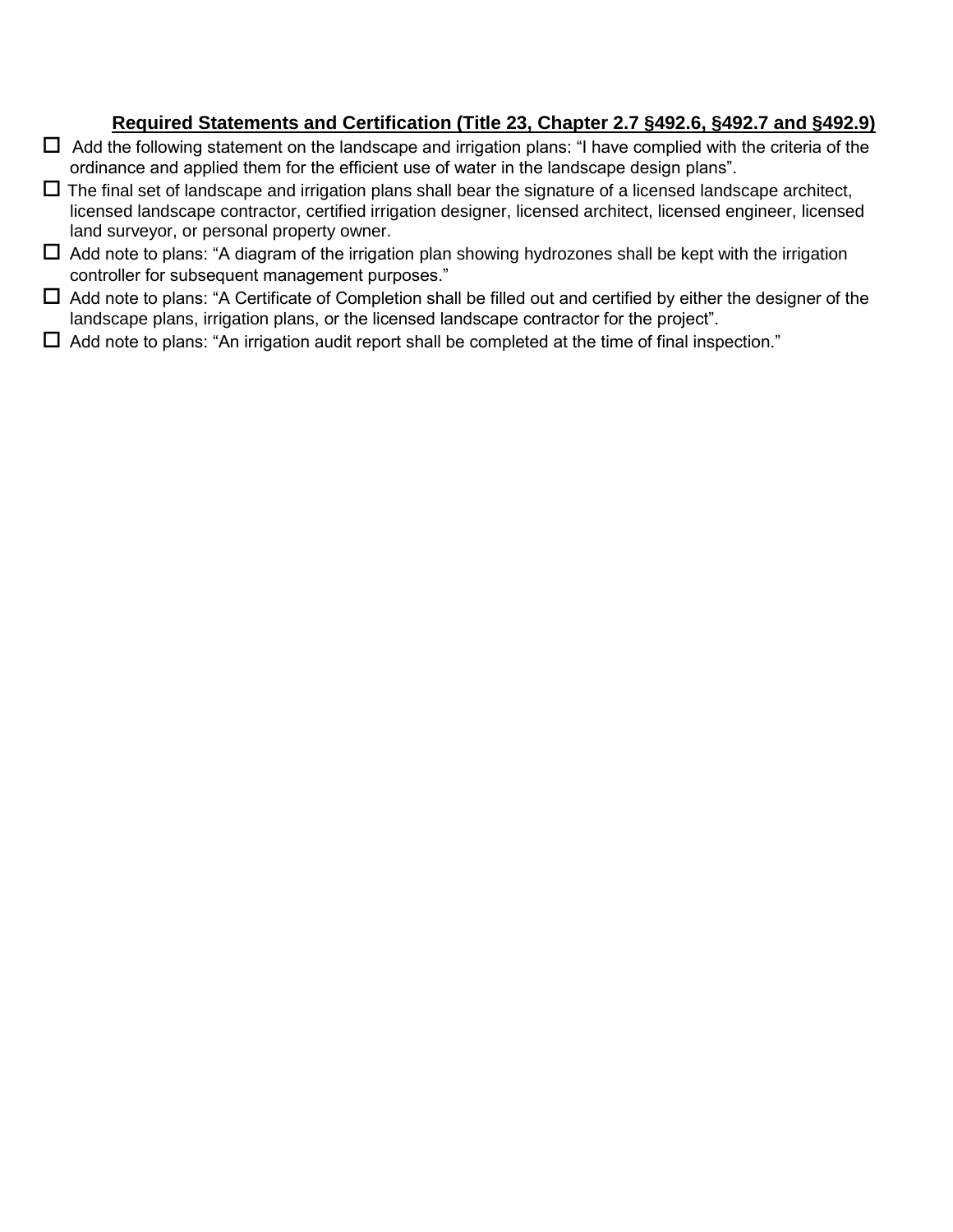**Required Statements and Certification (Title 23, Chapter 2.7 §492.6, §492.7 and §492.9)**

- ☐ Add the following statement on the landscape and irrigation plans: "I have complied with the criteria of the ordinance and applied them for the efficient use of water in the landscape design plans".
- ☐ The final set of landscape and irrigation plans shall bear the signature of a licensed landscape architect, licensed landscape contractor, certified irrigation designer, licensed architect, licensed engineer, licensed land surveyor, or personal property owner.
- ☐ Add note to plans: "A diagram of the irrigation plan showing hydrozones shall be kept with the irrigation controller for subsequent management purposes."
- ☐ Add note to plans: "A Certificate of Completion shall be filled out and certified by either the designer of the landscape plans, irrigation plans, or the licensed landscape contractor for the project".
- ☐ Add note to plans: "An irrigation audit report shall be completed at the time of final inspection."